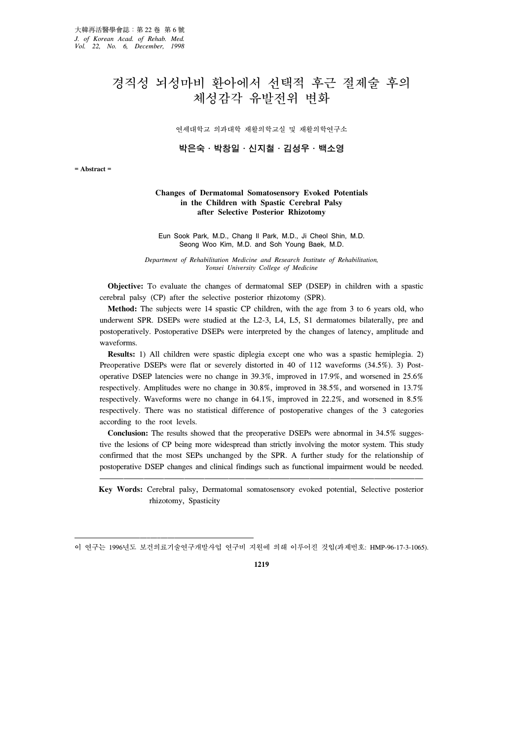# 경직성 뇌성마비 환아에서 선택적 후근 절제술 후의 체성감각 유발전위 변화

연세대학교 의과대학 재활의학교실 및 재활의학연구소

**박은숙 · 박창일 · 신지철 · 김성우 · 백소영**

**= Abstract =**

### Changes of Dermatomal Somatosensory Evoked Potentials in the Children with Spastic Cerebral Palsy after Selective Posterior Rhizotomy

Eun Sook Park, M.D., Chang Il Park, M.D., Ji Cheol Shin, M.D.
Seong Woo Kim, M.D. and Soh Young Baek, M.D.

*Department of Rehabilitation Medicine and Research Institute of Rehabilitation, Yonsei University College of Medicine*

**Objective:** To evaluate the changes of dermatomal SEP (DSEP) in children with a spastic cerebral palsy (CP) after the selective posterior rhizotomy (SPR).

**Method:** The subjects were 14 spastic CP children, with the age from 3 to 6 years old, who underwent SPR. DSEPs were studied at the L2-3, L4, L5, S1 dermatomes bilaterally, pre and postoperatively. Postoperative DSEPs were interpreted by the changes of latency, amplitude and waveforms.

**Results:** 1) All children were spastic diplegia except one who was a spastic hemiplegia. 2) Preoperative DSEPs were flat or severely distorted in 40 of 112 waveforms (34.5%). 3) Postoperative DSEP latencies were no change in 39.3%, improved in 17.9%, and worsened in 25.6% respectively. Amplitudes were no change in 30.8%, improved in 38.5%, and worsened in 13.7% respectively. Waveforms were no change in 64.1%, improved in 22.2%, and worsened in 8.5% respectively. There was no statistical difference of postoperative changes of the 3 categories according to the root levels.

**Conclusion:** The results showed that the preoperative DSEPs were abnormal in 34.5% suggestive the lesions of CP being more widespread than strictly involving the motor system. This study confirmed that the most SEPs unchanged by the SPR. A further study for the relationship of postoperative DSEP changes and clinical findings such as functional impairment would be needed.

**Key Words:** Cerebral palsy, Dermatomal somatosensory evoked potential, Selective posterior rhizotomy, Spasticity

---

이 연구는 1996년도 보건의료기술연구개발사업 연구비 지원에 의해 이루어진 것임(과제번호: HMP-96-17-3-1065).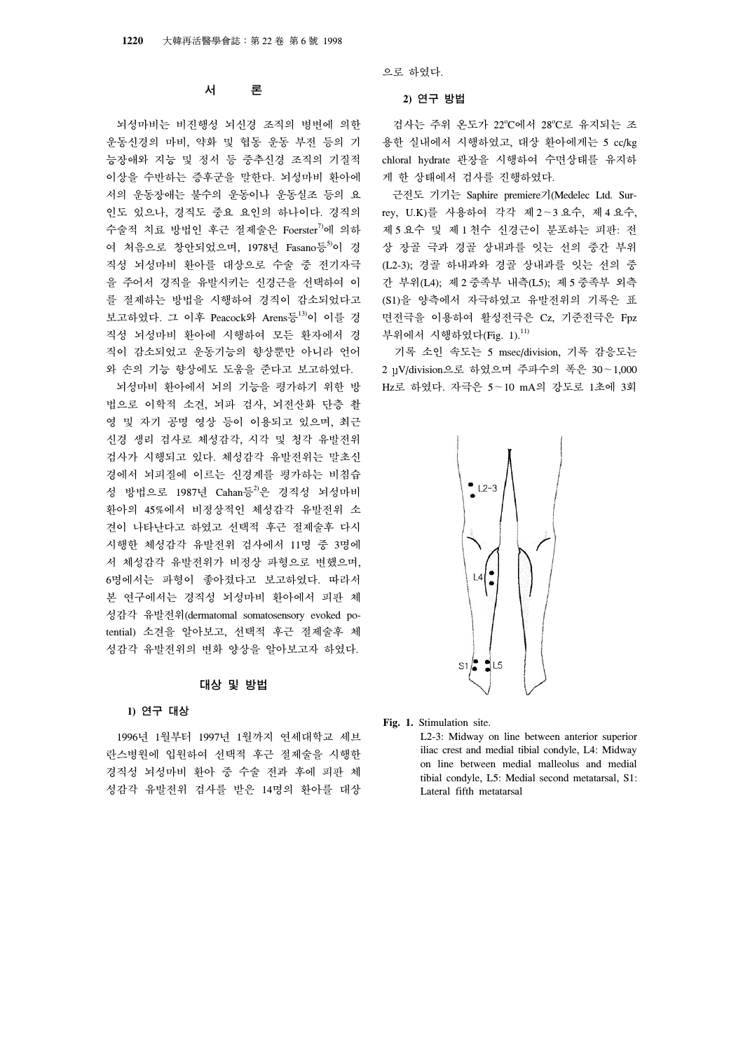## 서 론

뇌성마비는 비진행성 뇌신경 조직의 병변에 의한 운동신경의 마비, 약화 및 협동 운동 부전 등의 기능장애와 지능 및 정서 등 중추신경 조직의 기질적 이상을 수반하는 증후군을 말한다. 뇌성마비 환아에서의 운동장애에는 불수의 운동이나 운동실조 등의 요인도 있으나, 경직도 중요 요인의 하나이다. 경직의 수술적 치료 방법인 후근 절제술은 Foerster[7]에 의하여 처음으로 창안되었으며, 1978년 Fasano등[5]이 경직성 뇌성마비 환아를 대상으로 수술 중 전기자극을 주어서 경직을 유발시키는 신경근을 선택하여 이를 절제하는 방법을 시행하여 경직이 감소되었다고 보고하였다. 그 이후 Peacock와 Arens등[13]이 이를 경직성 뇌성마비 환아에 시행하여 모든 환자에서 경직이 감소되었고 운동기능의 향상뿐만 아니라 언어와 손의 기능 향상에도 도움을 준다고 보고하였다.

뇌성마비 환아에서 뇌의 기능을 평가하기 위한 방법으로 이학적 소견, 뇌파 검사, 뇌전산화 단층 촬영 및 자기 공명 영상 등이 이용되고 있으며, 최근 신경 생리 검사로 체성감각, 시각 및 청각 유발전위 검사가 시행되고 있다. 체성감각 유발전위는 말초신경에서 뇌피질에 이르는 신경계를 평가하는 비침습성 방법으로 1987년 Cahan등[2]은 경직성 뇌성마비 환아의 45%에서 비정상적인 체성감각 유발전위 소견이 나타난다고 하였고 선택적 후근 절제술후 다시 시행한 체성감각 유발전위 검사에서 11명 중 3명에서 체성감각 유발전위가 비정상 파형으로 변했으며, 6명에서는 파형이 좋아졌다고 보고하였다. 따라서 본 연구에서는 경직성 뇌성마비 환아에서 피판 체성감각 유발전위(dermatomal somatosensory evoked potential) 소견을 알아보고, 선택적 후근 절제술후 체성감각 유발전위의 변화 양상을 알아보고자 하였다.

## 대상 및 방법

### 1) 연구 대상

1996년 1월부터 1997년 1월까지 연세대학교 세브란스병원에 입원하여 선택적 후근 절제술을 시행한 경직성 뇌성마비 환아 중 수술 전과 후에 피판 체성감각 유발전위 검사를 받은 14명의 환아를 대상으로 하였다.

### 2) 연구 방법

검사는 주위 온도가 22°C에서 28°C로 유지되는 조용한 실내에서 시행하였고, 대상 환아에게는 5 cc/kg chloral hydrate 관장을 시행하여 수면상태를 유지하게 한 상태에서 검사를 진행하였다.

근전도 기기는 Saphire premiere기(Medelec Ltd. Surrey, U.K)를 사용하여 각각 제2~3요수, 제4요수, 제5요수 및 제1천수 신경근이 분포하는 피판: 전상 장골 극과 경골 상내과를 잇는 선의 중간 부위(L2-3); 경골 하내과와 경골 상내과를 잇는 선의 중간 부위(L4); 제2중족부 내측(L5); 제5중족부 외측(S1)을 양측에서 자극하였고 유발전위의 기록은 표면전극을 이용하여 활성전극은 Cz, 기준전극은 Fpz 부위에서 시행하였다(Fig. 1).[11]

기록 소인 속도는 5 msec/division, 기록 감응도는 2 μV/division으로 하였으며 주파수의 폭은 30~1,000 Hz로 하였다. 자극은 5~10 mA의 강도로 1초에 3회

**Fig. 1.** Stimulation site.
L2-3: Midway on line between anterior superior iliac crest and medial tibial condyle, L4: Midway on line between medial malleolus and medial tibial condyle, L5: Medial second metatarsal, S1: Lateral fifth metatarsal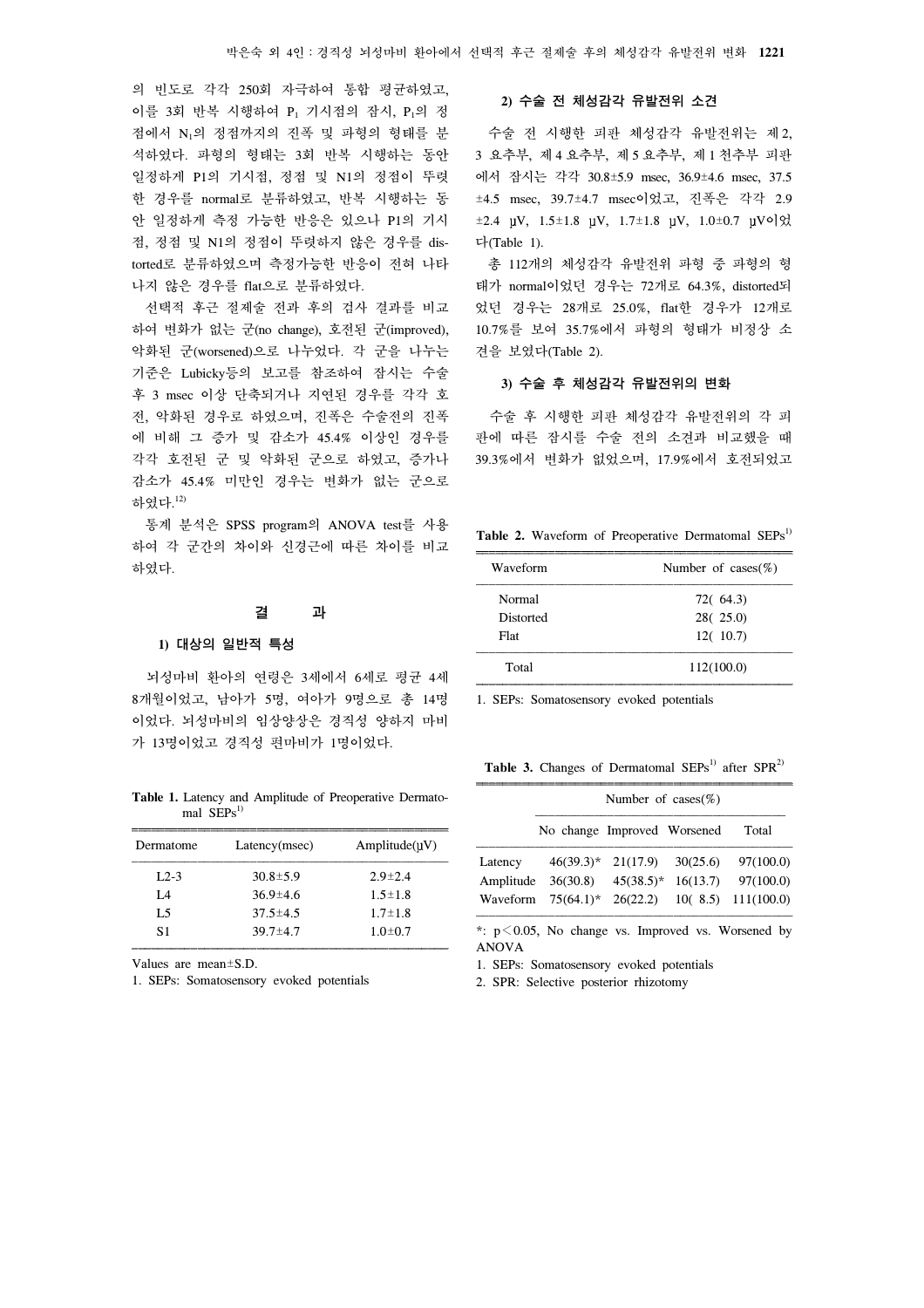의 빈도로 각각 250회 자극하여 통합 평균하였고, 이를 3회 반복 시행하여 $P_1$ 기시점의 잠시, $P_1$의 정점에서 $N_1$의 정점까지의 진폭 및 파형의 형태를 분석하였다. 파형의 형태는 3회 반복 시행하는 동안 일정하게 P1의 기시점, 정점 및 N1의 정점이 뚜렷한 경우를 normal로 분류하였고, 반복 시행하는 동안 일정하게 측정 가능한 반응은 있으나 P1의 기시점, 정점 및 N1의 정점이 뚜렷하지 않은 경우를 distorted로 분류하였으며 측정가능한 반응이 전혀 나타나지 않은 경우를 flat으로 분류하였다.

선택적 후근 절제술 전과 후의 검사 결과를 비교하여 변화가 없는 군(no change), 호전된 군(improved), 악화된 군(worsened)으로 나누었다. 각 군을 나누는 기준은 Lubicky등의 보고를 참조하여 잠시는 수술 후 3 msec 이상 단축되거나 지연된 경우를 각각 호전, 악화된 경우로 하였으며, 진폭은 수술전의 진폭에 비해 그 증가 및 감소가 45.4% 이상인 경우를 각각 호전된 군 및 악화된 군으로 하였고, 증가나 감소가 45.4% 미만인 경우는 변화가 없는 군으로 하였다.[12]

통계 분석은 SPSS program의 ANOVA test를 사용하여 각 군간의 차이와 신경근에 따른 차이를 비교하였다.

## 결 과

### 1) 대상의 일반적 특성

뇌성마비 환아의 연령은 3세에서 6세로 평균 4세 8개월이었고, 남아가 5명, 여아가 9명으로 총 14명이었다. 뇌성마비의 임상양상은 경직성 양하지 마비가 13명이었고 경직성 편마비가 1명이었다.

**Table 1.** Latency and Amplitude of Preoperative Dermatomal SEPs[1]

| Dermatome | Latency(msec) | Amplitude(μV) |
|---|---|---|
| L2-3 | 30.8±5.9 | 2.9±2.4 |
| L4 | 36.9±4.6 | 1.5±1.8 |
| L5 | 37.5±4.5 | 1.7±1.8 |
| S1 | 39.7±4.7 | 1.0±0.7 |

Values are mean±S.D.

1. SEPs: Somatosensory evoked potentials

### 2) 수술 전 체성감각 유발전위 소견

수술 전 시행한 피판 체성감각 유발전위는 제 2, 3 요추부, 제 4 요추부, 제 5 요추부, 제 1 천추부 피판에서 잠시는 각각 30.8±5.9 msec, 36.9±4.6 msec, 37.5±4.5 msec, 39.7±4.7 msec이었고, 진폭은 각각 2.9±2.4 μV, 1.5±1.8 μV, 1.7±1.8 μV, 1.0±0.7 μV이었다(Table 1).

총 112개의 체성감각 유발전위 파형 중 파형의 형태가 normal이었던 경우는 72개로 64.3%, distorted되었던 경우는 28개로 25.0%, flat한 경우가 12개로 10.7%를 보여 35.7%에서 파형의 형태가 비정상 소견을 보였다(Table 2).

### 3) 수술 후 체성감각 유발전위의 변화

수술 후 시행한 피판 체성감각 유발전위의 각 피판에 따른 잠시를 수술 전의 소견과 비교했을 때 39.3%에서 변화가 없었으며, 17.9%에서 호전되었고

**Table 2.** Waveform of Preoperative Dermatomal SEPs[1]

| Waveform | Number of cases(%) |
|---|---|
| Normal | 72( 64.3) |
| Distorted | 28( 25.0) |
| Flat | 12( 10.7) |
| Total | 112(100.0) |

1. SEPs: Somatosensory evoked potentials

**Table 3.** Changes of Dermatomal SEPs[1] after SPR[2]

| | Number of cases(%) | | | |
|---|---|---|---|---|
| | No change | Improved | Worsened | Total |
| Latency | 46(39.3)* | 21(17.9) | 30(25.6) | 97(100.0) |
| Amplitude | 36(30.8) | 45(38.5)* | 16(13.7) | 97(100.0) |
| Waveform | 75(64.1)* | 26(22.2) | 10( 8.5) | 111(100.0) |

*: $p < 0.05$, No change vs. Improved vs. Worsened by ANOVA

1. SEPs: Somatosensory evoked potentials
2. SPR: Selective posterior rhizotomy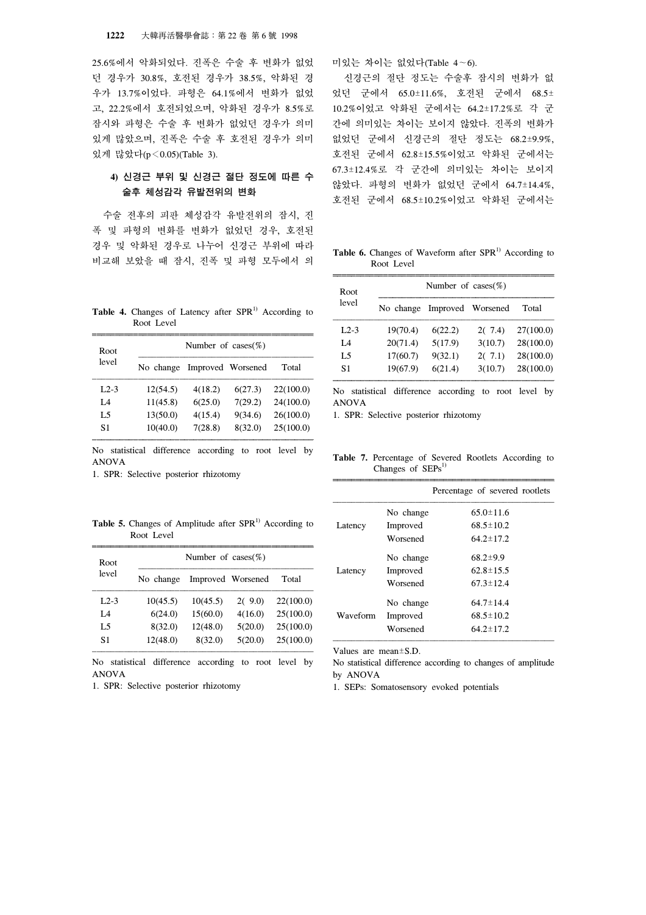25.6%에서 악화되었다. 진폭은 수술 후 변화가 없었던 경우가 30.8%, 호전된 경우가 38.5%, 악화된 경우가 13.7%이었다. 파형은 64.1%에서 변화가 없었고, 22.2%에서 호전되었으며, 악화된 경우가 8.5%로 잠시와 파형은 수술 후 변화가 없었던 경우가 의미있게 많았으며, 진폭은 수술 후 호전된 경우가 의미있게 많았다($p < 0.05$)(Table 3).

#### 4) 신경근 부위 및 신경근 절단 정도에 따른 수술후 체성감각 유발전위의 변화

수술 전후의 피판 체성감각 유발전위의 잠시, 진폭 및 파형의 변화를 변화가 없었던 경우, 호전된 경우 및 악화된 경우로 나누어 신경근 부위에 따라 비교해 보았을 때 잠시, 진폭 및 파형 모두에서 의미있는 차이는 없었다(Table 4～6).

신경근의 절단 정도는 수술후 잠시의 변화가 없었던 군에서 65.0±11.6%, 호전된 군에서 68.5±10.2%이었고 악화된 군에서는 64.2±17.2%로 각 군간에 의미있는 차이는 보이지 않았다. 진폭의 변화가 없었던 군에서 신경근의 절단 정도는 68.2±9.9%, 호전된 군에서 62.8±15.5%이었고 악화된 군에서는 67.3±12.4%로 각 군간에 의미있는 차이는 보이지 않았다. 파형의 변화가 없었던 군에서 64.7±14.4%, 호전된 군에서 68.5±10.2%이었고 악화된 군에서는

**Table 4.** Changes of Latency after SPR[1] According to Root Level

| Root level | Number of cases(%) | | | |
|---|---|---|---|---|
| | No change | Improved | Worsened | Total |
| L2-3 | 12(54.5) | 4(18.2) | 6(27.3) | 22(100.0) |
| L4 | 11(45.8) | 6(25.0) | 7(29.2) | 24(100.0) |
| L5 | 13(50.0) | 4(15.4) | 9(34.6) | 26(100.0) |
| S1 | 10(40.0) | 7(28.8) | 8(32.0) | 25(100.0) |

No statistical difference according to root level by ANOVA
1. SPR: Selective posterior rhizotomy

**Table 5.** Changes of Amplitude after SPR[1] According to Root Level

| Root level | Number of cases(%) | | | |
|---|---|---|---|---|
| | No change | Improved | Worsened | Total |
| L2-3 | 10(45.5) | 10(45.5) | 2( 9.0) | 22(100.0) |
| L4 | 6(24.0) | 15(60.0) | 4(16.0) | 25(100.0) |
| L5 | 8(32.0) | 12(48.0) | 5(20.0) | 25(100.0) |
| S1 | 12(48.0) | 8(32.0) | 5(20.0) | 25(100.0) |

No statistical difference according to root level by ANOVA
1. SPR: Selective posterior rhizotomy

**Table 6.** Changes of Waveform after SPR[1] According to Root Level

| Root level | Number of cases(%) | | | |
|---|---|---|---|---|
| | No change | Improved | Worsened | Total |
| L2-3 | 19(70.4) | 6(22.2) | 2( 7.4) | 27(100.0) |
| L4 | 20(71.4) | 5(17.9) | 3(10.7) | 28(100.0) |
| L5 | 17(60.7) | 9(32.1) | 2( 7.1) | 28(100.0) |
| S1 | 19(67.9) | 6(21.4) | 3(10.7) | 28(100.0) |

No statistical difference according to root level by ANOVA
1. SPR: Selective posterior rhizotomy

**Table 7.** Percentage of Severed Rootlets According to Changes of SEPs[1]

| | | Percentage of severed rootlets |
|---|---|---|
| Latency | No change | 65.0±11.6 |
| | Improved | 68.5±10.2 |
| | Worsened | 64.2±17.2 |
| Latency | No change | 68.2±9.9 |
| | Improved | 62.8±15.5 |
| | Worsened | 67.3±12.4 |
| Waveform | No change | 64.7±14.4 |
| | Improved | 68.5±10.2 |
| | Worsened | 64.2±17.2 |

Values are mean±S.D.
No statistical difference according to changes of amplitude by ANOVA
1. SEPs: Somatosensory evoked potentials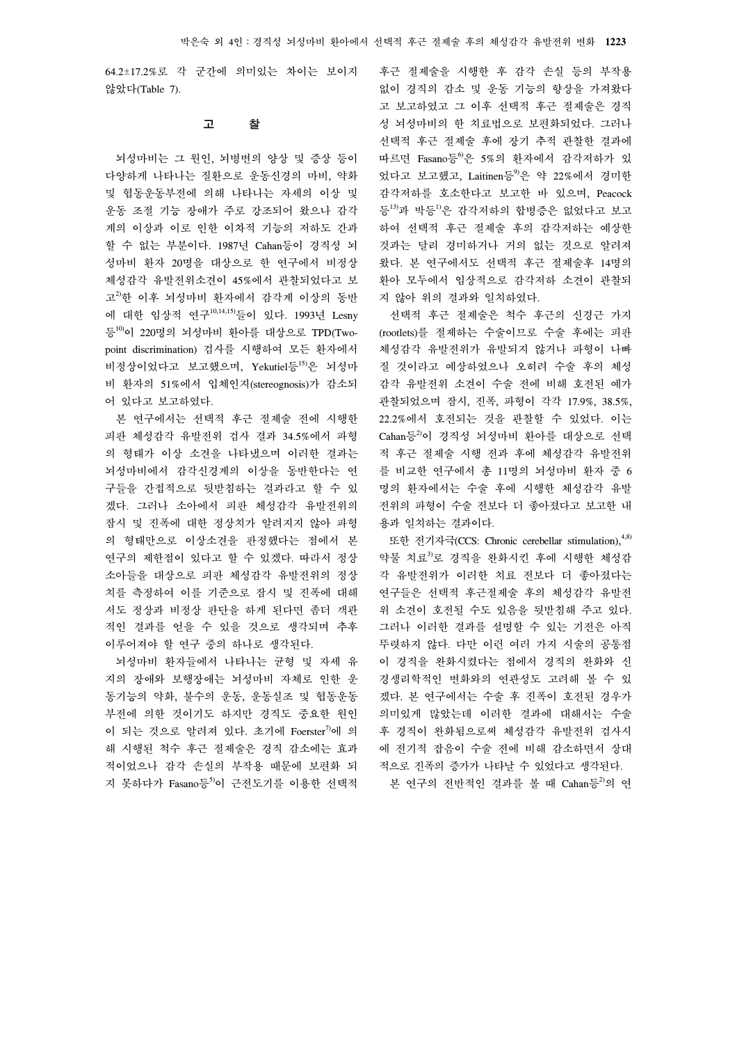64.2±17.2%로 각 군간에 의미있는 차이는 보이지 않았다(Table 7).

## 고 찰

뇌성마비는 그 원인, 뇌병변의 양상 및 증상 등이 다양하게 나타나는 질환으로 운동신경의 마비, 약화 및 협동운동부전에 의해 나타나는 자세의 이상 및 운동 조절 기능 장애가 주로 강조되어 왔으나 감각계의 이상과 이로 인한 이차적 기능의 저하도 간과 할 수 없는 부분이다. 1987년 Cahan등이 경직성 뇌성마비 환자 20명을 대상으로 한 연구에서 비정상 체성감각 유발전위소견이 45%에서 관찰되었다고 보고[2]한 이후 뇌성마비 환자에서 감각계 이상의 동반에 대한 임상적 연구[10,14,15]들이 있다. 1993년 Lesny등[10]이 220명의 뇌성마비 환아를 대상으로 TPD(Two-point discrimination) 검사를 시행하여 모든 환자에서 비정상이었다고 보고했으며, Yekutiel등[15]은 뇌성마비 환자의 51%에서 입체인지(stereognosis)가 감소되어 있다고 보고하였다.

본 연구에서는 선택적 후근 절제술 전에 시행한 피판 체성감각 유발전위 검사 결과 34.5%에서 파형의 형태가 이상 소견을 나타냈으며 이러한 결과는 뇌성마비에서 감각신경계의 이상을 동반한다는 연구들을 간접적으로 뒷받침하는 결과라고 할 수 있겠다. 그러나 소아에서 피판 체성감각 유발전위의 잠시 및 진폭에 대한 정상치가 알려지지 않아 파형의 형태만으로 이상소견을 판정했다는 점에서 본 연구의 제한점이 있다고 할 수 있겠다. 따라서 정상 소아들을 대상으로 피판 체성감각 유발전위의 정상치를 측정하여 이를 기준으로 잠시 및 진폭에 대해서도 정상과 비정상 판단을 하게 된다면 좀더 객관적인 결과를 얻을 수 있을 것으로 생각되며 추후 이루어져야 할 연구 중의 하나로 생각된다.

뇌성마비 환자들에서 나타나는 균형 및 자세 유지의 장애와 보행장애는 뇌성마비 자체로 인한 운동기능의 약화, 불수의 운동, 운동실조 및 협동운동부전에 의한 것이기도 하지만 경직도 중요한 원인이 되는 것으로 알려져 있다. 초기에 Foerster[7]에 의해 시행된 척수 후근 절제술은 경직 감소에는 효과적이었으나 감각 손실의 부작용 때문에 보편화 되지 못하다가 Fasano등[5]이 근전도기를 이용한 선택적 후근 절제술을 시행한 후 감각 손실 등의 부작용 없이 경직의 감소 및 운동 기능의 향상을 가져왔다고 보고하였고 그 이후 선택적 후근 절제술은 경직성 뇌성마비의 한 치료법으로 보편화되었다. 그러나 선택적 후근 절제술 후에 장기 추적 관찰한 결과에 따르면 Fasano등[6]은 5%의 환자에서 감각저하가 있었다고 보고했고, Laitinen등[9]은 약 22%에서 경미한 감각저하를 호소한다고 보고한 바 있으며, Peacock등[13]과 박등[1]은 감각저하의 합병증은 없었다고 보고하여 선택적 후근 절제술 후의 감각저하는 예상한 것과는 달리 경미하거나 거의 없는 것으로 알려져 왔다. 본 연구에서도 선택적 후근 절제술후 14명의 환아 모두에서 임상적으로 감각저하 소견이 관찰되지 않아 위의 결과와 일치하였다.

선택적 후근 절제술은 척수 후근의 신경근 가지(rootlets)를 절제하는 수술이므로 수술 후에는 피판 체성감각 유발전위가 유발되지 않거나 파형이 나빠질 것이라고 예상하였으나 오히려 수술 후의 체성감각 유발전위 소견이 수술 전에 비해 호전된 예가 관찰되었으며 잠시, 진폭, 파형이 각각 17.9%, 38.5%, 22.2%에서 호전되는 것을 관찰할 수 있었다. 이는 Cahan등[2]이 경직성 뇌성마비 환아를 대상으로 선택적 후근 절제술 시행 전과 후에 체성감각 유발전위를 비교한 연구에서 총 11명의 뇌성마비 환자 중 6명의 환자에서는 수술 후에 시행한 체성감각 유발전위의 파형이 수술 전보다 더 좋아졌다고 보고한 내용과 일치하는 결과이다.

또한 전기자극(CCS: Chronic cerebellar stimulation),[4,8] 약물 치료[3]로 경직을 완화시킨 후에 시행한 체성감각 유발전위가 이러한 치료 전보다 더 좋아졌다는 연구들은 선택적 후근절제술 후의 체성감각 유발전위 소견이 호전될 수도 있음을 뒷받침해 주고 있다. 그러나 이러한 결과를 설명할 수 있는 기전은 아직 뚜렷하지 않다. 다만 이런 여러 가지 시술의 공통점이 경직을 완화시켰다는 점에서 경직의 완화와 신경생리학적인 변화와의 연관성도 고려해 볼 수 있겠다. 본 연구에서는 수술 후 진폭이 호전된 경우가 의미있게 많았는데 이러한 결과에 대해서는 수술 후 경직이 완화됨으로써 체성감각 유발전위 검사시에 전기적 잡음이 수술 전에 비해 감소하면서 상대적으로 진폭의 증가가 나타날 수 있었다고 생각된다.

본 연구의 전반적인 결과를 볼 때 Cahan등[2]의 연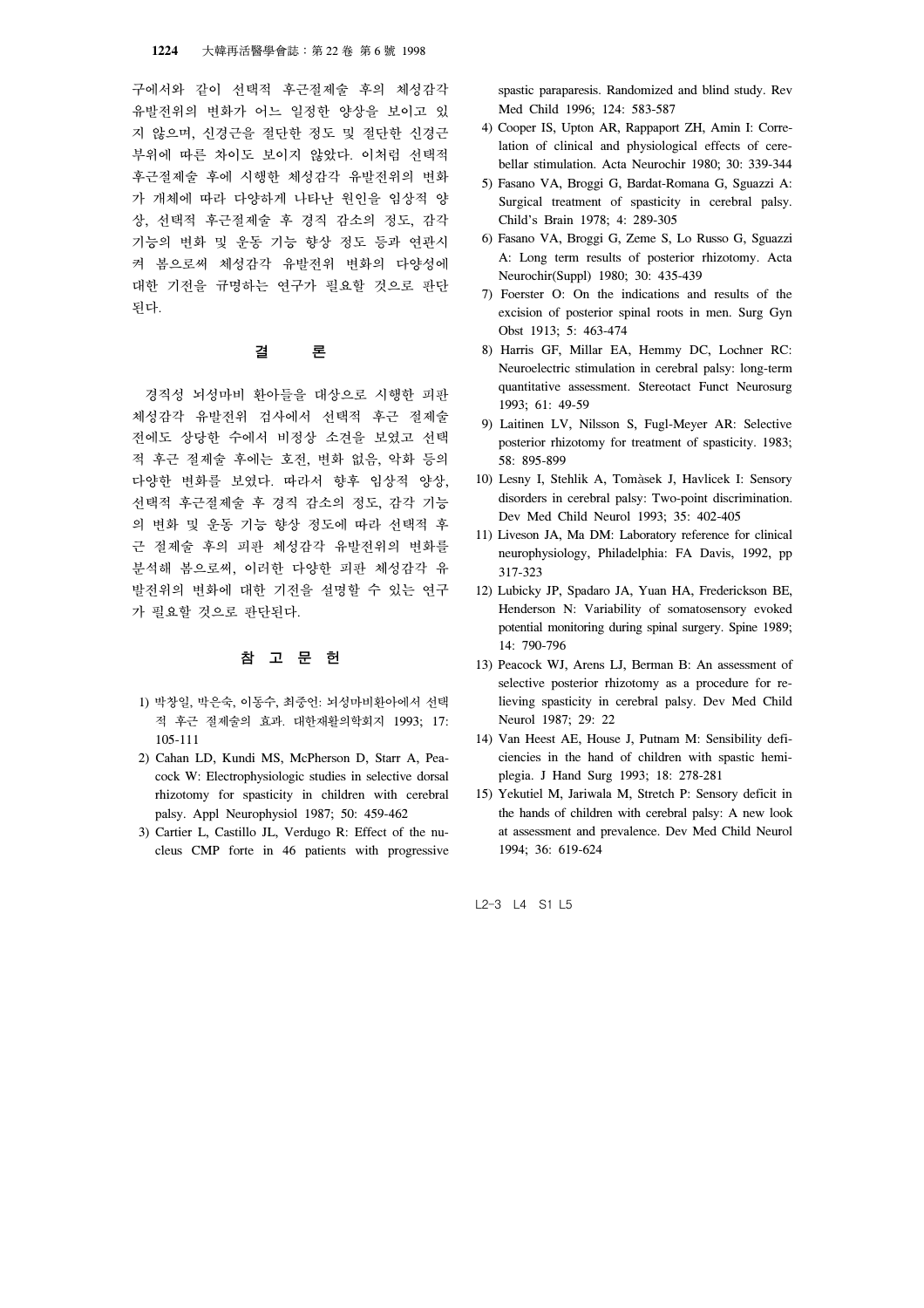구에서와 같이 선택적 후근절제술 후의 체성감각 유발전위의 변화가 어느 일정한 양상을 보이고 있지 않으며, 신경근을 절단한 정도 및 절단한 신경근 부위에 따른 차이도 보이지 않았다. 이처럼 선택적 후근절제술 후에 시행한 체성감각 유발전위의 변화가 개체에 따라 다양하게 나타난 원인을 임상적 양상, 선택적 후근절제술 후 경직 감소의 정도, 감각 기능의 변화 및 운동 기능 향상 정도 등과 연관시켜 봄으로써 체성감각 유발전위 변화의 다양성에 대한 기전을 규명하는 연구가 필요할 것으로 판단된다.

## 결 론

경직성 뇌성마비 환아들을 대상으로 시행한 피판 체성감각 유발전위 검사에서 선택적 후근 절제술 전에도 상당한 수에서 비정상 소견을 보였고 선택적 후근 절제술 후에는 호전, 변화 없음, 악화 등의 다양한 변화를 보였다. 따라서 향후 임상적 양상, 선택적 후근절제술 후 경직 감소의 정도, 감각 기능의 변화 및 운동 기능 향상 정도에 따라 선택적 후근 절제술 후의 피판 체성감각 유발전위의 변화를 분석해 봄으로써, 이러한 다양한 피판 체성감각 유발전위의 변화에 대한 기전을 설명할 수 있는 연구가 필요할 것으로 판단된다.

## 참 고 문 헌

1) 박창일, 박은숙, 이동수, 최중언: 뇌성마비환아에서 선택적 후근 절제술의 효과. 대한재활의학회지 1993; 17: 105-111
2) Cahan LD, Kundi MS, McPherson D, Starr A, Peacock W: Electrophysiologic studies in selective dorsal rhizotomy for spasticity in children with cerebral palsy. Appl Neurophysiol 1987; 50: 459-462
3) Cartier L, Castillo JL, Verdugo R: Effect of the nucleus CMP forte in 46 patients with progressive spastic paraparesis. Randomized and blind study. Rev Med Child 1996; 124: 583-587
4) Cooper IS, Upton AR, Rappaport ZH, Amin I: Correlation of clinical and physiological effects of cerebellar stimulation. Acta Neurochir 1980; 30: 339-344
5) Fasano VA, Broggi G, Bardat-Romana G, Sguazzi A: Surgical treatment of spasticity in cerebral palsy. Child's Brain 1978; 4: 289-305
6) Fasano VA, Broggi G, Zeme S, Lo Russo G, Sguazzi A: Long term results of posterior rhizotomy. Acta Neurochir(Suppl) 1980; 30: 435-439
7) Foerster O: On the indications and results of the excision of posterior spinal roots in men. Surg Gyn Obst 1913; 5: 463-474
8) Harris GF, Millar EA, Hemmy DC, Lochner RC: Neuroelectric stimulation in cerebral palsy: long-term quantitative assessment. Stereotact Funct Neurosurg 1993; 61: 49-59
9) Laitinen LV, Nilsson S, Fugl-Meyer AR: Selective posterior rhizotomy for treatment of spasticity. 1983; 58: 895-899
10) Lesny I, Stehlik A, Tomàsek J, Havlicek I: Sensory disorders in cerebral palsy: Two-point discrimination. Dev Med Child Neurol 1993; 35: 402-405
11) Liveson JA, Ma DM: Laboratory reference for clinical neurophysiology, Philadelphia: FA Davis, 1992, pp 317-323
12) Lubicky JP, Spadaro JA, Yuan HA, Frederickson BE, Henderson N: Variability of somatosensory evoked potential monitoring during spinal surgery. Spine 1989; 14: 790-796
13) Peacock WJ, Arens LJ, Berman B: An assessment of selective posterior rhizotomy as a procedure for relieving spasticity in cerebral palsy. Dev Med Child Neurol 1987; 29: 22
14) Van Heest AE, House J, Putnam M: Sensibility deficiencies in the hand of children with spastic hemiplegia. J Hand Surg 1993; 18: 278-281
15) Yekutiel M, Jariwala M, Stretch P: Sensory deficit in the hands of children with cerebral palsy: A new look at assessment and prevalence. Dev Med Child Neurol 1994; 36: 619-624

L2-3 L4 S1 L5